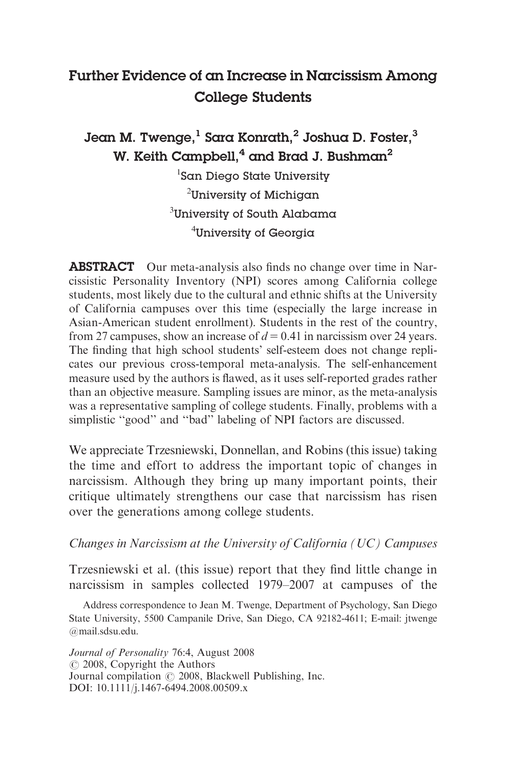# Further Evidence of an Increase in Narcissism Among College Students

**Jean M. Twenge,[1] Sara Konrath,[2] Joshua D. Foster,[3] W. Keith Campbell,[4] and Brad J. Bushman[2]**

[1]San Diego State University

[2]University of Michigan

[3]University of South Alabama

[4]University of Georgia

**ABSTRACT** Our meta-analysis also finds no change over time in Narcissistic Personality Inventory (NPI) scores among California college students, most likely due to the cultural and ethnic shifts at the University of California campuses over this time (especially the large increase in Asian-American student enrollment). Students in the rest of the country, from 27 campuses, show an increase of $d = 0.41$ in narcissism over 24 years. The finding that high school students' self-esteem does not change replicates our previous cross-temporal meta-analysis. The self-enhancement measure used by the authors is flawed, as it uses self-reported grades rather than an objective measure. Sampling issues are minor, as the meta-analysis was a representative sampling of college students. Finally, problems with a simplistic ''good'' and ''bad'' labeling of NPI factors are discussed.

We appreciate Trzesniewski, Donnellan, and Robins (this issue) taking the time and effort to address the important topic of changes in narcissism. Although they bring up many important points, their critique ultimately strengthens our case that narcissism has risen over the generations among college students.

*Changes in Narcissism at the University of California (UC) Campuses*

Trzesniewski et al. (this issue) report that they find little change in narcissism in samples collected 1979–2007 at campuses of the

Address correspondence to Jean M. Twenge, Department of Psychology, San Diego State University, 5500 Campanile Drive, San Diego, CA 92182-4611; E-mail: jtwenge@mail.sdsu.edu.

*Journal of Personality* 76:4, August 2008
© 2008, Copyright the Authors
Journal compilation © 2008, Blackwell Publishing, Inc.
DOI: 10.1111/j.1467-6494.2008.00509.x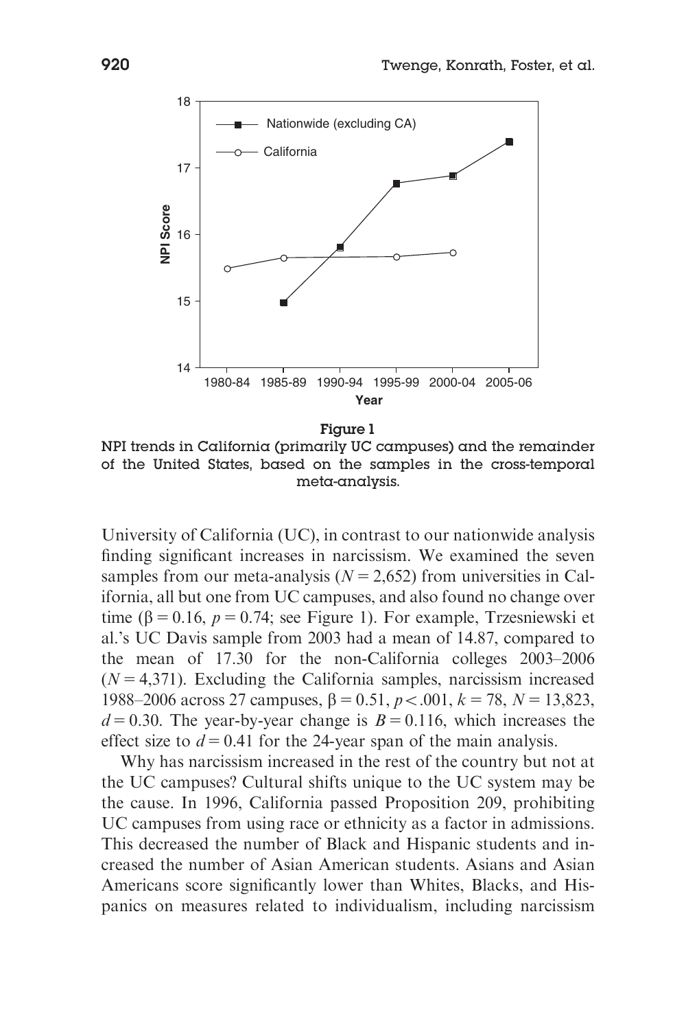**Figure 1**
NPI trends in California (primarily UC campuses) and the remainder of the United States, based on the samples in the cross-temporal meta-analysis.

University of California (UC), in contrast to our nationwide analysis finding significant increases in narcissism. We examined the seven samples from our meta-analysis ($N = 2,652$) from universities in California, all but one from UC campuses, and also found no change over time ($\beta = 0.16$, $p = 0.74$; see Figure 1). For example, Trzesniewski et al.'s UC Davis sample from 2003 had a mean of 14.87, compared to the mean of 17.30 for the non-California colleges 2003–2006 ($N = 4,371$). Excluding the California samples, narcissism increased 1988–2006 across 27 campuses, $\beta = 0.51$, $p < .001$, $k = 78$, $N = 13,823$, $d = 0.30$. The year-by-year change is $B = 0.116$, which increases the effect size to $d = 0.41$ for the 24-year span of the main analysis.

Why has narcissism increased in the rest of the country but not at the UC campuses? Cultural shifts unique to the UC system may be the cause. In 1996, California passed Proposition 209, prohibiting UC campuses from using race or ethnicity as a factor in admissions. This decreased the number of Black and Hispanic students and increased the number of Asian American students. Asians and Asian Americans score significantly lower than Whites, Blacks, and Hispanics on measures related to individualism, including narcissism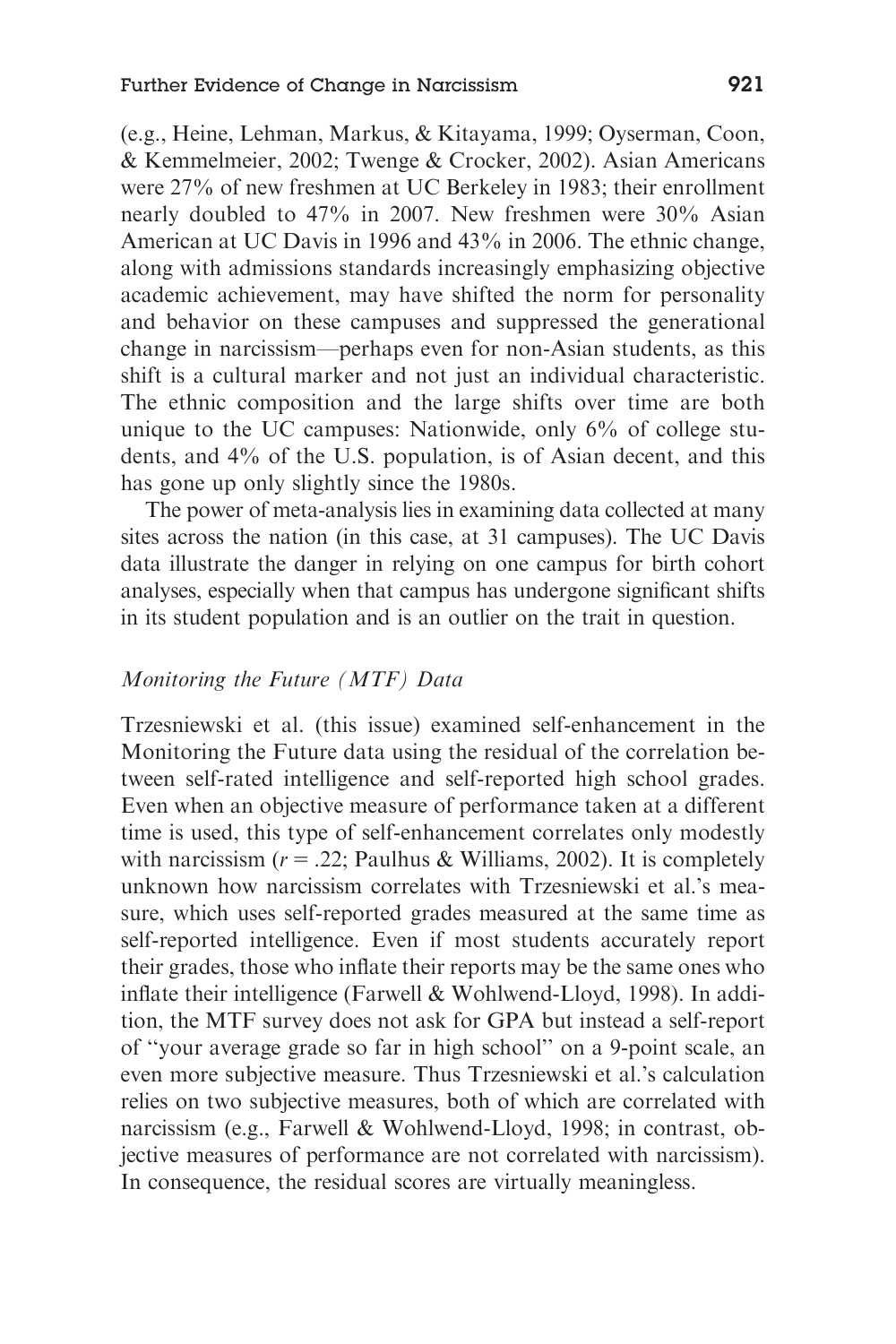(e.g., Heine, Lehman, Markus, & Kitayama, 1999; Oyserman, Coon, & Kemmelmeier, 2002; Twenge & Crocker, 2002). Asian Americans were 27% of new freshmen at UC Berkeley in 1983; their enrollment nearly doubled to 47% in 2007. New freshmen were 30% Asian American at UC Davis in 1996 and 43% in 2006. The ethnic change, along with admissions standards increasingly emphasizing objective academic achievement, may have shifted the norm for personality and behavior on these campuses and suppressed the generational change in narcissism—perhaps even for non-Asian students, as this shift is a cultural marker and not just an individual characteristic. The ethnic composition and the large shifts over time are both unique to the UC campuses: Nationwide, only 6% of college students, and 4% of the U.S. population, is of Asian decent, and this has gone up only slightly since the 1980s.

The power of meta-analysis lies in examining data collected at many sites across the nation (in this case, at 31 campuses). The UC Davis data illustrate the danger in relying on one campus for birth cohort analyses, especially when that campus has undergone significant shifts in its student population and is an outlier on the trait in question.

### *Monitoring the Future (MTF) Data*

Trzesniewski et al. (this issue) examined self-enhancement in the Monitoring the Future data using the residual of the correlation between self-rated intelligence and self-reported high school grades. Even when an objective measure of performance taken at a different time is used, this type of self-enhancement correlates only modestly with narcissism ($r = .22$; Paulhus & Williams, 2002). It is completely unknown how narcissism correlates with Trzesniewski et al.'s measure, which uses self-reported grades measured at the same time as self-reported intelligence. Even if most students accurately report their grades, those who inflate their reports may be the same ones who inflate their intelligence (Farwell & Wohlwend-Lloyd, 1998). In addition, the MTF survey does not ask for GPA but instead a self-report of "your average grade so far in high school" on a 9-point scale, an even more subjective measure. Thus Trzesniewski et al.'s calculation relies on two subjective measures, both of which are correlated with narcissism (e.g., Farwell & Wohlwend-Lloyd, 1998; in contrast, objective measures of performance are not correlated with narcissism). In consequence, the residual scores are virtually meaningless.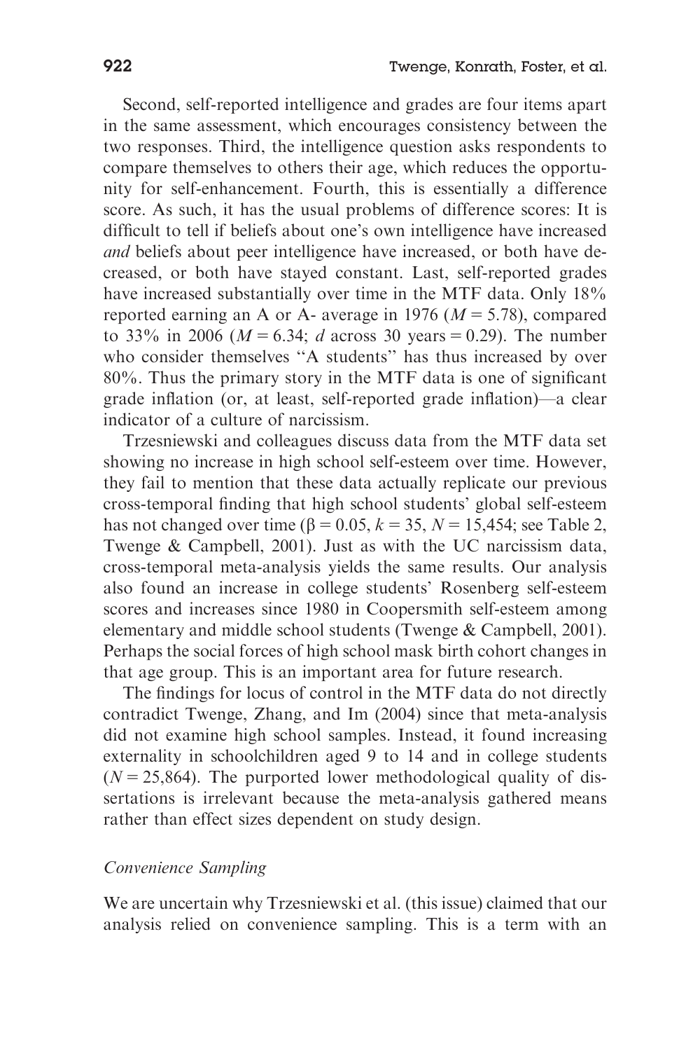Second, self-reported intelligence and grades are four items apart in the same assessment, which encourages consistency between the two responses. Third, the intelligence question asks respondents to compare themselves to others their age, which reduces the opportunity for self-enhancement. Fourth, this is essentially a difference score. As such, it has the usual problems of difference scores: It is difficult to tell if beliefs about one's own intelligence have increased *and* beliefs about peer intelligence have increased, or both have decreased, or both have stayed constant. Last, self-reported grades have increased substantially over time in the MTF data. Only 18% reported earning an A or A- average in 1976 ($M = 5.78$), compared to 33% in 2006 ($M = 6.34$; $d$ across 30 years = 0.29). The number who consider themselves "A students" has thus increased by over 80%. Thus the primary story in the MTF data is one of significant grade inflation (or, at least, self-reported grade inflation)—a clear indicator of a culture of narcissism.

Trzesniewski and colleagues discuss data from the MTF data set showing no increase in high school self-esteem over time. However, they fail to mention that these data actually replicate our previous cross-temporal finding that high school students' global self-esteem has not changed over time ($\beta = 0.05$, $k = 35$, $N = 15{,}454$; see Table 2, Twenge & Campbell, 2001). Just as with the UC narcissism data, cross-temporal meta-analysis yields the same results. Our analysis also found an increase in college students' Rosenberg self-esteem scores and increases since 1980 in Coopersmith self-esteem among elementary and middle school students (Twenge & Campbell, 2001). Perhaps the social forces of high school mask birth cohort changes in that age group. This is an important area for future research.

The findings for locus of control in the MTF data do not directly contradict Twenge, Zhang, and Im (2004) since that meta-analysis did not examine high school samples. Instead, it found increasing externality in schoolchildren aged 9 to 14 and in college students ($N = 25{,}864$). The purported lower methodological quality of dissertations is irrelevant because the meta-analysis gathered means rather than effect sizes dependent on study design.

### *Convenience Sampling*

We are uncertain why Trzesniewski et al. (this issue) claimed that our analysis relied on convenience sampling. This is a term with an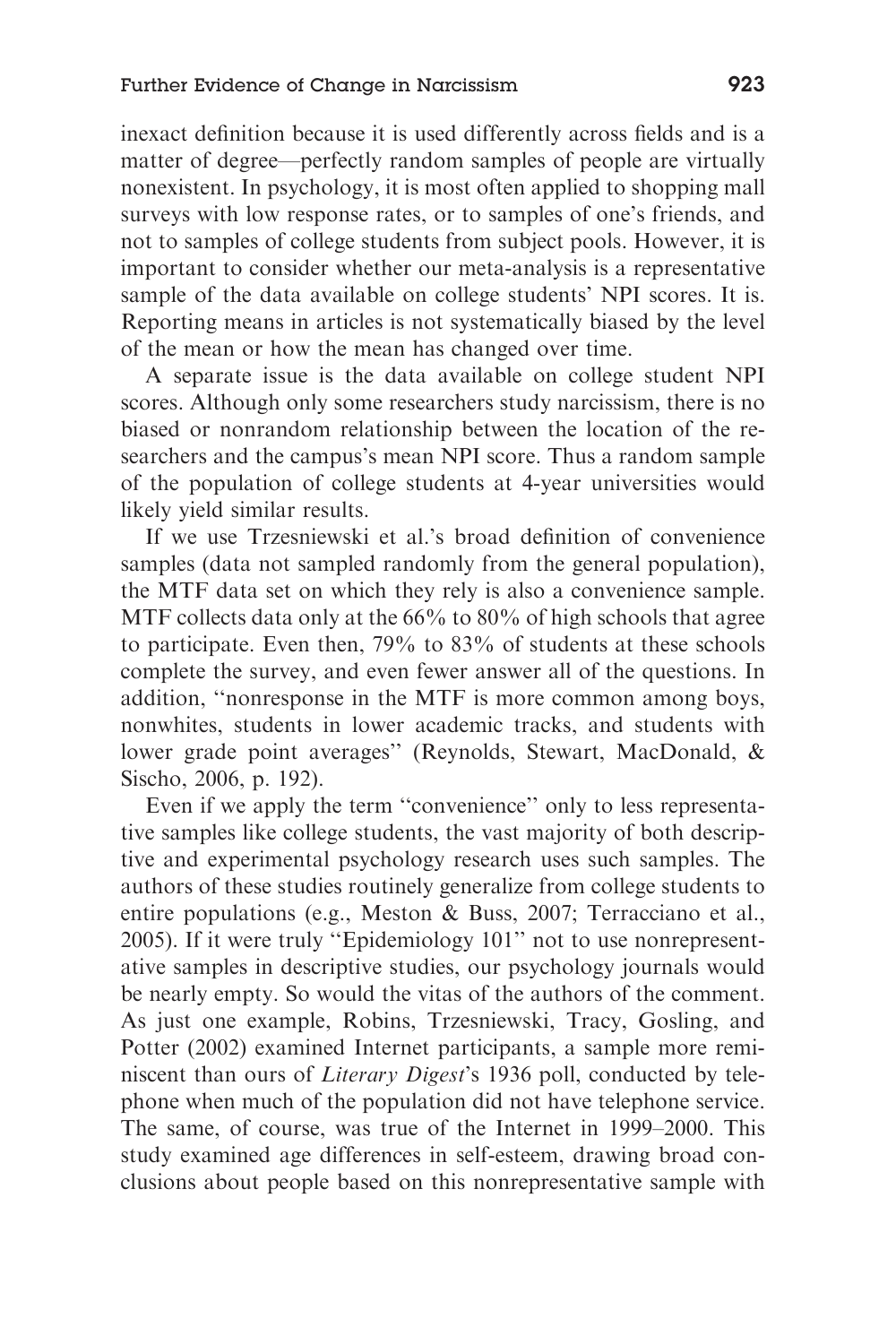inexact definition because it is used differently across fields and is a matter of degree—perfectly random samples of people are virtually nonexistent. In psychology, it is most often applied to shopping mall surveys with low response rates, or to samples of one's friends, and not to samples of college students from subject pools. However, it is important to consider whether our meta-analysis is a representative sample of the data available on college students' NPI scores. It is. Reporting means in articles is not systematically biased by the level of the mean or how the mean has changed over time.

A separate issue is the data available on college student NPI scores. Although only some researchers study narcissism, there is no biased or nonrandom relationship between the location of the researchers and the campus's mean NPI score. Thus a random sample of the population of college students at 4-year universities would likely yield similar results.

If we use Trzesniewski et al.'s broad definition of convenience samples (data not sampled randomly from the general population), the MTF data set on which they rely is also a convenience sample. MTF collects data only at the 66% to 80% of high schools that agree to participate. Even then, 79% to 83% of students at these schools complete the survey, and even fewer answer all of the questions. In addition, ''nonresponse in the MTF is more common among boys, nonwhites, students in lower academic tracks, and students with lower grade point averages'' (Reynolds, Stewart, MacDonald, & Sischo, 2006, p. 192).

Even if we apply the term ''convenience'' only to less representative samples like college students, the vast majority of both descriptive and experimental psychology research uses such samples. The authors of these studies routinely generalize from college students to entire populations (e.g., Meston & Buss, 2007; Terracciano et al., 2005). If it were truly ''Epidemiology 101'' not to use nonrepresentative samples in descriptive studies, our psychology journals would be nearly empty. So would the vitas of the authors of the comment. As just one example, Robins, Trzesniewski, Tracy, Gosling, and Potter (2002) examined Internet participants, a sample more reminiscent than ours of *Literary Digest*'s 1936 poll, conducted by telephone when much of the population did not have telephone service. The same, of course, was true of the Internet in 1999–2000. This study examined age differences in self-esteem, drawing broad conclusions about people based on this nonrepresentative sample with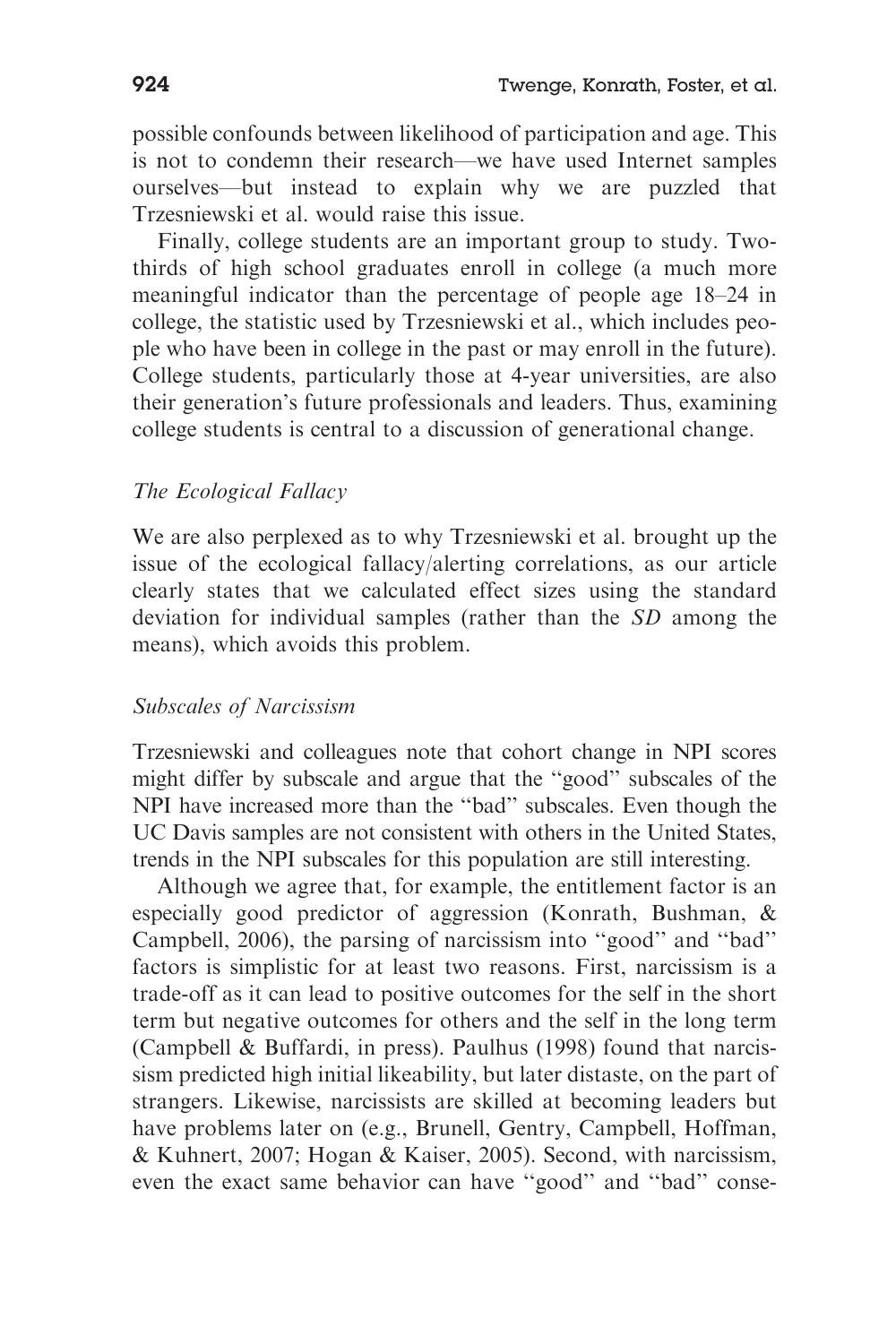possible confounds between likelihood of participation and age. This is not to condemn their research—we have used Internet samples ourselves—but instead to explain why we are puzzled that Trzesniewski et al. would raise this issue.

Finally, college students are an important group to study. Two-thirds of high school graduates enroll in college (a much more meaningful indicator than the percentage of people age 18–24 in college, the statistic used by Trzesniewski et al., which includes people who have been in college in the past or may enroll in the future). College students, particularly those at 4-year universities, are also their generation's future professionals and leaders. Thus, examining college students is central to a discussion of generational change.

### *The Ecological Fallacy*

We are also perplexed as to why Trzesniewski et al. brought up the issue of the ecological fallacy/alerting correlations, as our article clearly states that we calculated effect sizes using the standard deviation for individual samples (rather than the *SD* among the means), which avoids this problem.

### *Subscales of Narcissism*

Trzesniewski and colleagues note that cohort change in NPI scores might differ by subscale and argue that the ''good'' subscales of the NPI have increased more than the ''bad'' subscales. Even though the UC Davis samples are not consistent with others in the United States, trends in the NPI subscales for this population are still interesting.

Although we agree that, for example, the entitlement factor is an especially good predictor of aggression (Konrath, Bushman, & Campbell, 2006), the parsing of narcissism into ''good'' and ''bad'' factors is simplistic for at least two reasons. First, narcissism is a trade-off as it can lead to positive outcomes for the self in the short term but negative outcomes for others and the self in the long term (Campbell & Buffardi, in press). Paulhus (1998) found that narcissism predicted high initial likeability, but later distaste, on the part of strangers. Likewise, narcissists are skilled at becoming leaders but have problems later on (e.g., Brunell, Gentry, Campbell, Hoffman, & Kuhnert, 2007; Hogan & Kaiser, 2005). Second, with narcissism, even the exact same behavior can have ''good'' and ''bad'' conse-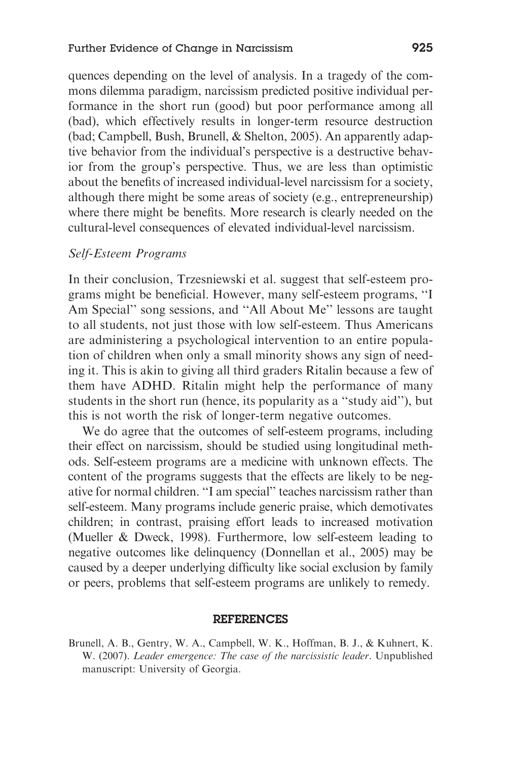quences depending on the level of analysis. In a tragedy of the commons dilemma paradigm, narcissism predicted positive individual performance in the short run (good) but poor performance among all (bad), which effectively results in longer-term resource destruction (bad; Campbell, Bush, Brunell, & Shelton, 2005). An apparently adaptive behavior from the individual's perspective is a destructive behavior from the group's perspective. Thus, we are less than optimistic about the benefits of increased individual-level narcissism for a society, although there might be some areas of society (e.g., entrepreneurship) where there might be benefits. More research is clearly needed on the cultural-level consequences of elevated individual-level narcissism.

### *Self-Esteem Programs*

In their conclusion, Trzesniewski et al. suggest that self-esteem programs might be beneficial. However, many self-esteem programs, "I Am Special" song sessions, and "All About Me" lessons are taught to all students, not just those with low self-esteem. Thus Americans are administering a psychological intervention to an entire population of children when only a small minority shows any sign of needing it. This is akin to giving all third graders Ritalin because a few of them have ADHD. Ritalin might help the performance of many students in the short run (hence, its popularity as a "study aid"), but this is not worth the risk of longer-term negative outcomes.

We do agree that the outcomes of self-esteem programs, including their effect on narcissism, should be studied using longitudinal methods. Self-esteem programs are a medicine with unknown effects. The content of the programs suggests that the effects are likely to be negative for normal children. "I am special" teaches narcissism rather than self-esteem. Many programs include generic praise, which demotivates children; in contrast, praising effort leads to increased motivation (Mueller & Dweck, 1998). Furthermore, low self-esteem leading to negative outcomes like delinquency (Donnellan et al., 2005) may be caused by a deeper underlying difficulty like social exclusion by family or peers, problems that self-esteem programs are unlikely to remedy.

## REFERENCES

Brunell, A. B., Gentry, W. A., Campbell, W. K., Hoffman, B. J., & Kuhnert, K. W. (2007). *Leader emergence: The case of the narcissistic leader*. Unpublished manuscript: University of Georgia.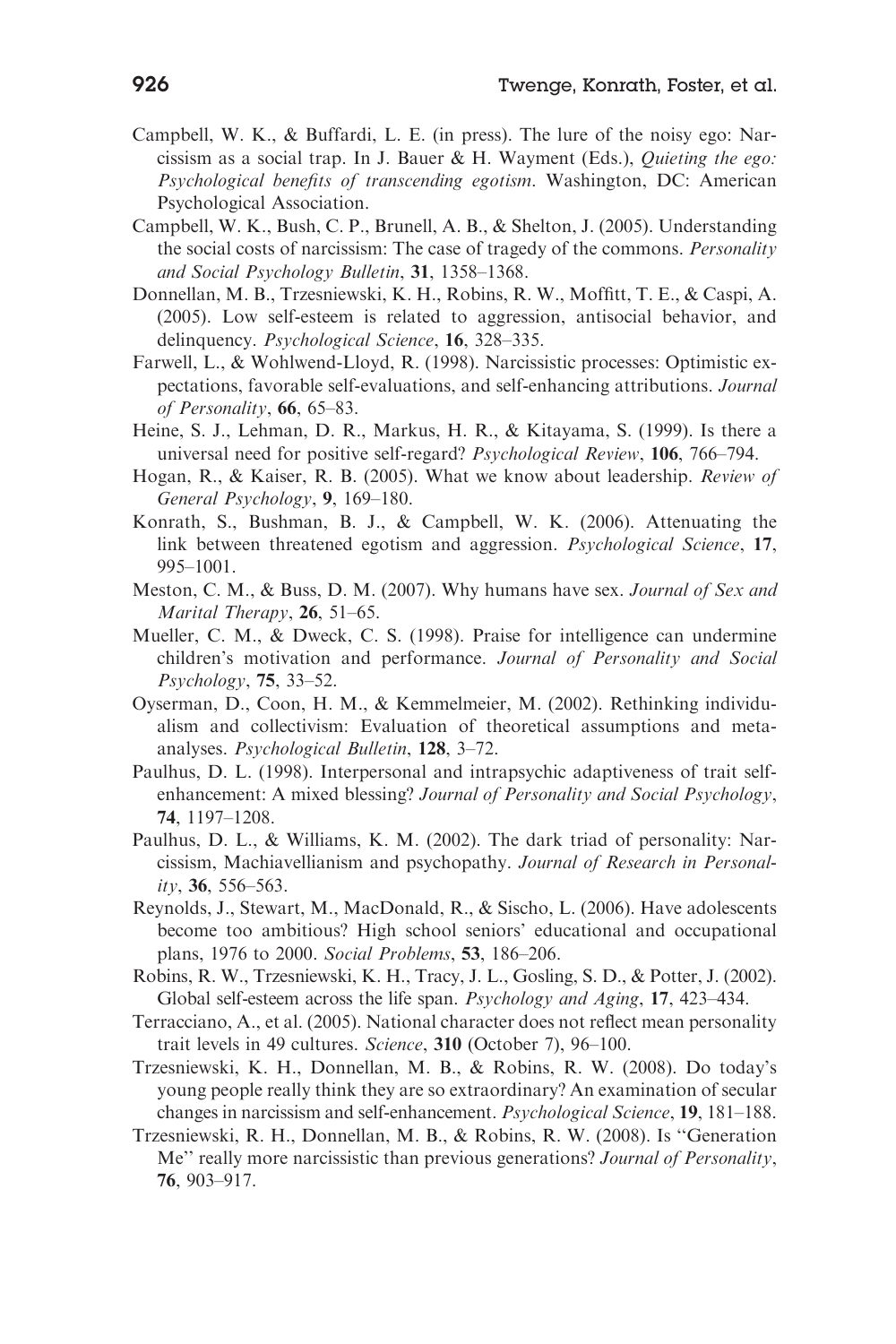Campbell, W. K., & Buffardi, L. E. (in press). The lure of the noisy ego: Narcissism as a social trap. In J. Bauer & H. Wayment (Eds.), *Quieting the ego: Psychological benefits of transcending egotism*. Washington, DC: American Psychological Association.

Campbell, W. K., Bush, C. P., Brunell, A. B., & Shelton, J. (2005). Understanding the social costs of narcissism: The case of tragedy of the commons. *Personality and Social Psychology Bulletin*, **31**, 1358–1368.

Donnellan, M. B., Trzesniewski, K. H., Robins, R. W., Moffitt, T. E., & Caspi, A. (2005). Low self-esteem is related to aggression, antisocial behavior, and delinquency. *Psychological Science*, **16**, 328–335.

Farwell, L., & Wohlwend-Lloyd, R. (1998). Narcissistic processes: Optimistic expectations, favorable self-evaluations, and self-enhancing attributions. *Journal of Personality*, **66**, 65–83.

Heine, S. J., Lehman, D. R., Markus, H. R., & Kitayama, S. (1999). Is there a universal need for positive self-regard? *Psychological Review*, **106**, 766–794.

Hogan, R., & Kaiser, R. B. (2005). What we know about leadership. *Review of General Psychology*, **9**, 169–180.

Konrath, S., Bushman, B. J., & Campbell, W. K. (2006). Attenuating the link between threatened egotism and aggression. *Psychological Science*, **17**, 995–1001.

Meston, C. M., & Buss, D. M. (2007). Why humans have sex. *Journal of Sex and Marital Therapy*, **26**, 51–65.

Mueller, C. M., & Dweck, C. S. (1998). Praise for intelligence can undermine children's motivation and performance. *Journal of Personality and Social Psychology*, **75**, 33–52.

Oyserman, D., Coon, H. M., & Kemmelmeier, M. (2002). Rethinking individualism and collectivism: Evaluation of theoretical assumptions and meta-analyses. *Psychological Bulletin*, **128**, 3–72.

Paulhus, D. L. (1998). Interpersonal and intrapsychic adaptiveness of trait self-enhancement: A mixed blessing? *Journal of Personality and Social Psychology*, **74**, 1197–1208.

Paulhus, D. L., & Williams, K. M. (2002). The dark triad of personality: Narcissism, Machiavellianism and psychopathy. *Journal of Research in Personality*, **36**, 556–563.

Reynolds, J., Stewart, M., MacDonald, R., & Sischo, L. (2006). Have adolescents become too ambitious? High school seniors' educational and occupational plans, 1976 to 2000. *Social Problems*, **53**, 186–206.

Robins, R. W., Trzesniewski, K. H., Tracy, J. L., Gosling, S. D., & Potter, J. (2002). Global self-esteem across the life span. *Psychology and Aging*, **17**, 423–434.

Terracciano, A., et al. (2005). National character does not reflect mean personality trait levels in 49 cultures. *Science*, **310** (October 7), 96–100.

Trzesniewski, K. H., Donnellan, M. B., & Robins, R. W. (2008). Do today's young people really think they are so extraordinary? An examination of secular changes in narcissism and self-enhancement. *Psychological Science*, **19**, 181–188.

Trzesniewski, R. H., Donnellan, M. B., & Robins, R. W. (2008). Is "Generation Me" really more narcissistic than previous generations? *Journal of Personality*, **76**, 903–917.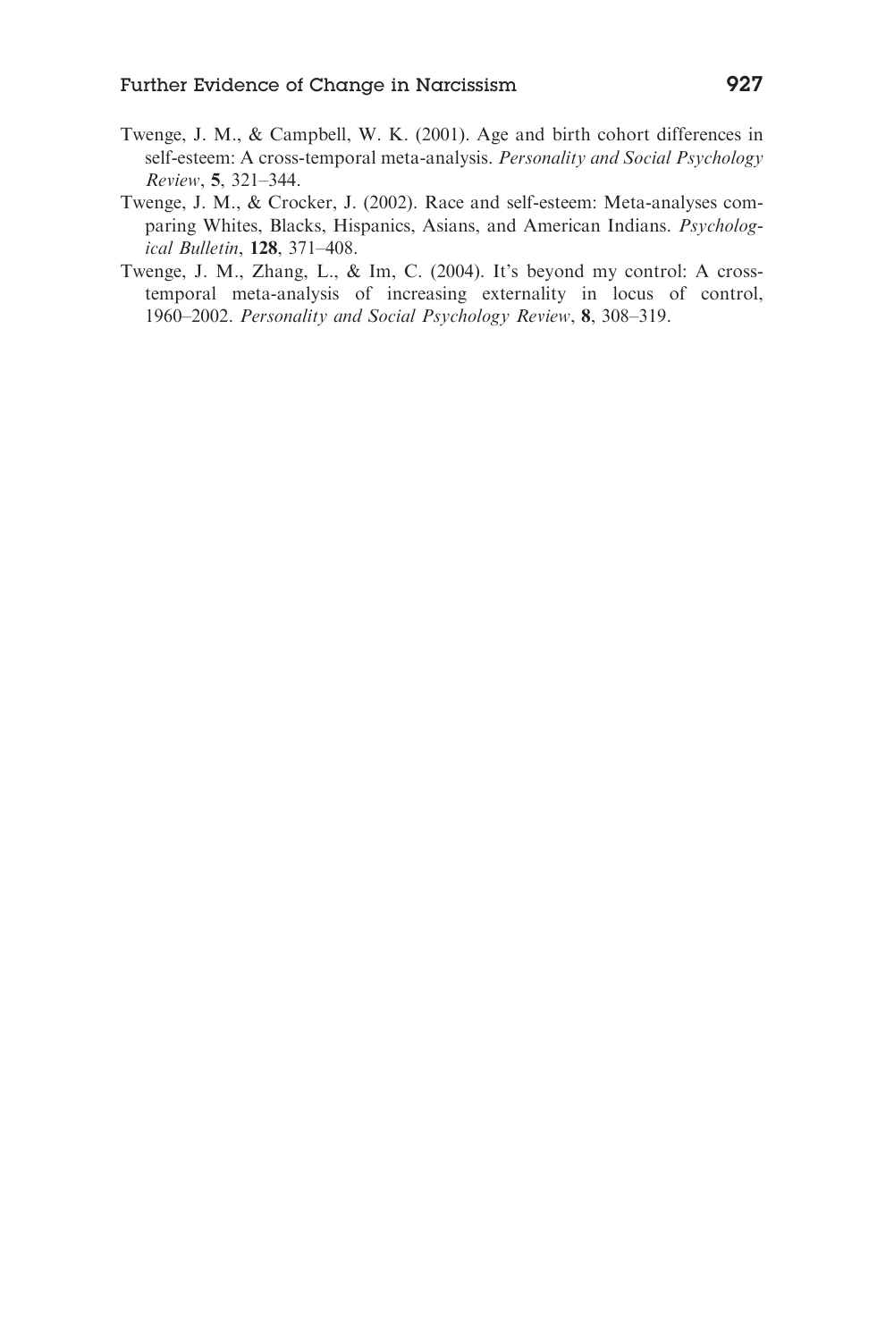Twenge, J. M., & Campbell, W. K. (2001). Age and birth cohort differences in self-esteem: A cross-temporal meta-analysis. *Personality and Social Psychology Review*, **5**, 321–344.

Twenge, J. M., & Crocker, J. (2002). Race and self-esteem: Meta-analyses comparing Whites, Blacks, Hispanics, Asians, and American Indians. *Psychological Bulletin*, **128**, 371–408.

Twenge, J. M., Zhang, L., & Im, C. (2004). It's beyond my control: A cross-temporal meta-analysis of increasing externality in locus of control, 1960–2002. *Personality and Social Psychology Review*, **8**, 308–319.